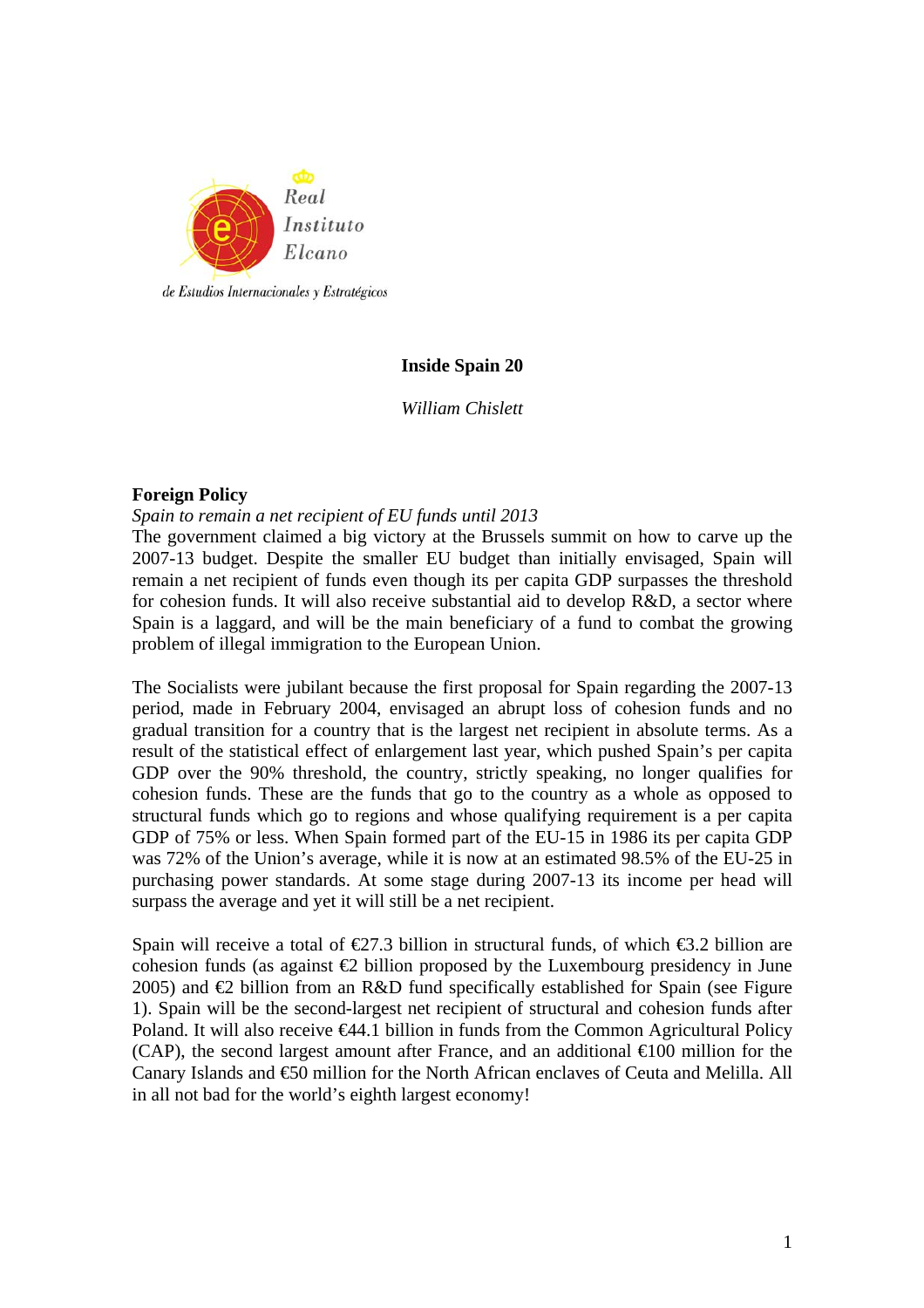Real Instituto Elcano de Estudios Internacionales y Estratégicos

# Inside Spain 20

*William Chislett*

## Foreign Policy

### *Spain to remain a net recipient of EU funds until 2013*

The government claimed a big victory at the Brussels summit on how to carve up the 2007-13 budget. Despite the smaller EU budget than initially envisaged, Spain will remain a net recipient of funds even though its per capita GDP surpasses the threshold for cohesion funds. It will also receive substantial aid to develop R&D, a sector where Spain is a laggard, and will be the main beneficiary of a fund to combat the growing problem of illegal immigration to the European Union.

The Socialists were jubilant because the first proposal for Spain regarding the 2007-13 period, made in February 2004, envisaged an abrupt loss of cohesion funds and no gradual transition for a country that is the largest net recipient in absolute terms. As a result of the statistical effect of enlargement last year, which pushed Spain's per capita GDP over the 90% threshold, the country, strictly speaking, no longer qualifies for cohesion funds. These are the funds that go to the country as a whole as opposed to structural funds which go to regions and whose qualifying requirement is a per capita GDP of 75% or less. When Spain formed part of the EU-15 in 1986 its per capita GDP was 72% of the Union's average, while it is now at an estimated 98.5% of the EU-25 in purchasing power standards. At some stage during 2007-13 its income per head will surpass the average and yet it will still be a net recipient.

Spain will receive a total of €27.3 billion in structural funds, of which €3.2 billion are cohesion funds (as against €2 billion proposed by the Luxembourg presidency in June 2005) and €2 billion from an R&D fund specifically established for Spain (see Figure 1). Spain will be the second-largest net recipient of structural and cohesion funds after Poland. It will also receive €44.1 billion in funds from the Common Agricultural Policy (CAP), the second largest amount after France, and an additional €100 million for the Canary Islands and €50 million for the North African enclaves of Ceuta and Melilla. All in all not bad for the world's eighth largest economy!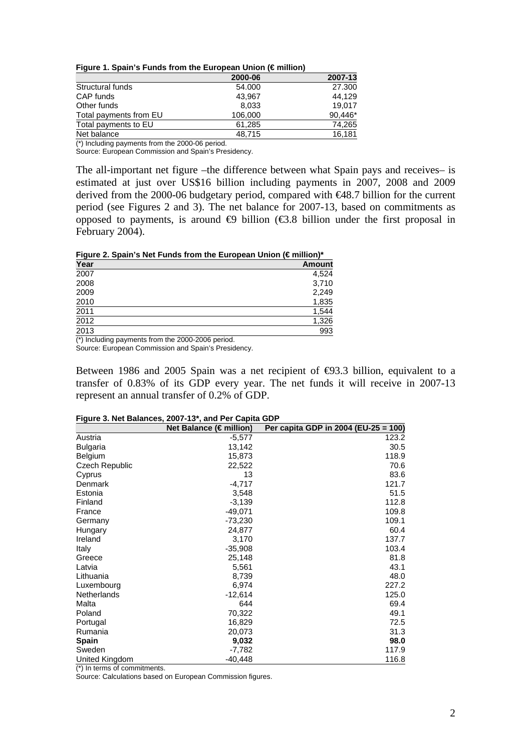**Figure 1. Spain's Funds from the European Union (€ million)**

| | 2000-06 | 2007-13 |
|---|---|---|
| Structural funds | 54.000 | 27.300 |
| CAP funds | 43,967 | 44,129 |
| Other funds | 8,033 | 19,017 |
| Total payments from EU | 106,000 | 90,446* |
| Total payments to EU | 61,285 | 74,265 |
| Net balance | 48,715 | 16,181 |

(*) Including payments from the 2000-06 period.
Source: European Commission and Spain's Presidency.

The all-important net figure –the difference between what Spain pays and receives– is estimated at just over US$16 billion including payments in 2007, 2008 and 2009 derived from the 2000-06 budgetary period, compared with €48.7 billion for the current period (see Figures 2 and 3). The net balance for 2007-13, based on commitments as opposed to payments, is around €9 billion (€3.8 billion under the first proposal in February 2004).

**Figure 2. Spain's Net Funds from the European Union (€ million)***

| Year | Amount |
|---|---|
| 2007 | 4,524 |
| 2008 | 3,710 |
| 2009 | 2,249 |
| 2010 | 1,835 |
| 2011 | 1,544 |
| 2012 | 1,326 |
| 2013 | 993 |

(*) Including payments from the 2000-2006 period.
Source: European Commission and Spain's Presidency.

Between 1986 and 2005 Spain was a net recipient of €93.3 billion, equivalent to a transfer of 0.83% of its GDP every year. The net funds it will receive in 2007-13 represent an annual transfer of 0.2% of GDP.

**Figure 3. Net Balances, 2007-13*, and Per Capita GDP**

| | Net Balance (€ million) | Per capita GDP in 2004 (EU-25 = 100) |
|---|---|---|
| Austria | -5,577 | 123.2 |
| Bulgaria | 13,142 | 30.5 |
| Belgium | 15,873 | 118.9 |
| Czech Republic | 22,522 | 70.6 |
| Cyprus | 13 | 83.6 |
| Denmark | -4,717 | 121.7 |
| Estonia | 3,548 | 51.5 |
| Finland | -3,139 | 112.8 |
| France | -49,071 | 109.8 |
| Germany | -73,230 | 109.1 |
| Hungary | 24,877 | 60.4 |
| Ireland | 3,170 | 137.7 |
| Italy | -35,908 | 103.4 |
| Greece | 25,148 | 81.8 |
| Latvia | 5,561 | 43.1 |
| Lithuania | 8,739 | 48.0 |
| Luxembourg | 6,974 | 227.2 |
| Netherlands | -12,614 | 125.0 |
| Malta | 644 | 69.4 |
| Poland | 70,322 | 49.1 |
| Portugal | 16,829 | 72.5 |
| Rumania | 20,073 | 31.3 |
| **Spain** | **9,032** | **98.0** |
| Sweden | -7,782 | 117.9 |
| United Kingdom | -40,448 | 116.8 |

(*) In terms of commitments.
Source: Calculations based on European Commission figures.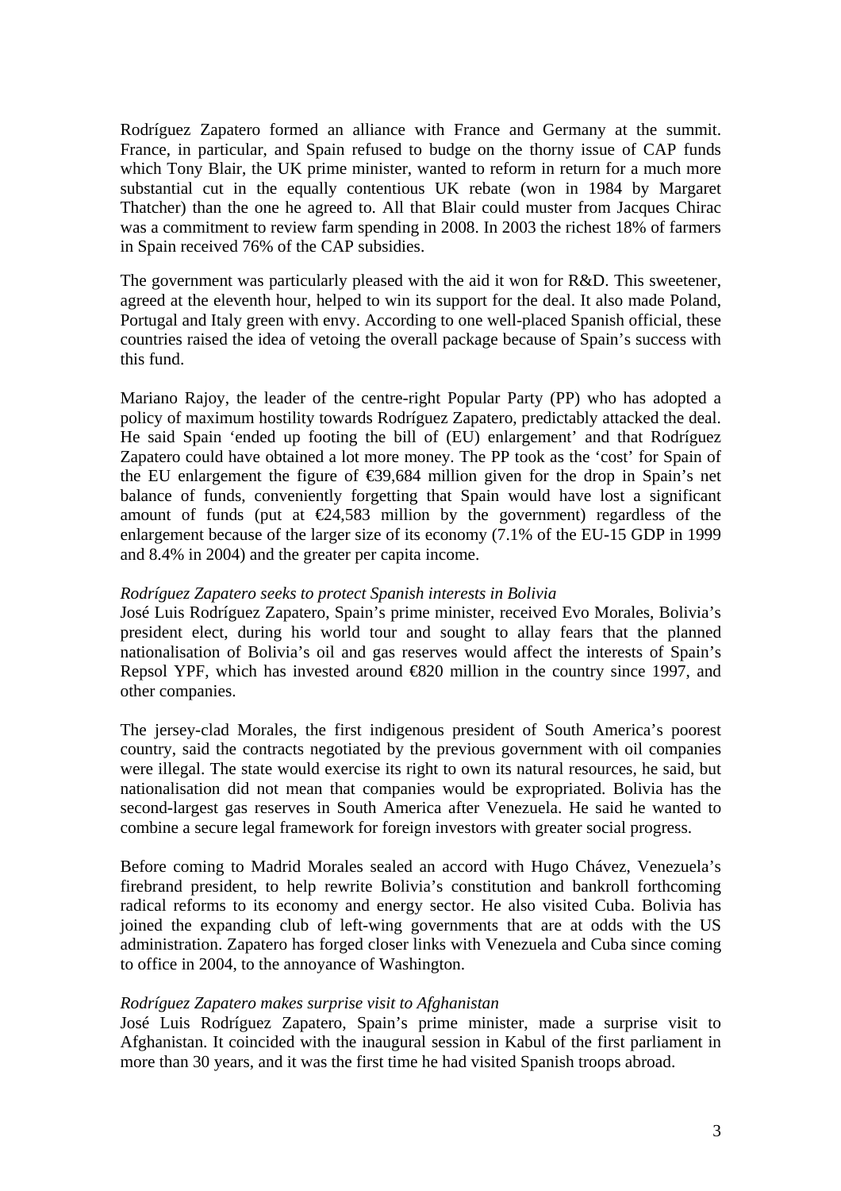Rodríguez Zapatero formed an alliance with France and Germany at the summit. France, in particular, and Spain refused to budge on the thorny issue of CAP funds which Tony Blair, the UK prime minister, wanted to reform in return for a much more substantial cut in the equally contentious UK rebate (won in 1984 by Margaret Thatcher) than the one he agreed to. All that Blair could muster from Jacques Chirac was a commitment to review farm spending in 2008. In 2003 the richest 18% of farmers in Spain received 76% of the CAP subsidies.

The government was particularly pleased with the aid it won for R&D. This sweetener, agreed at the eleventh hour, helped to win its support for the deal. It also made Poland, Portugal and Italy green with envy. According to one well-placed Spanish official, these countries raised the idea of vetoing the overall package because of Spain's success with this fund.

Mariano Rajoy, the leader of the centre-right Popular Party (PP) who has adopted a policy of maximum hostility towards Rodríguez Zapatero, predictably attacked the deal. He said Spain 'ended up footing the bill of (EU) enlargement' and that Rodríguez Zapatero could have obtained a lot more money. The PP took as the 'cost' for Spain of the EU enlargement the figure of €39,684 million given for the drop in Spain's net balance of funds, conveniently forgetting that Spain would have lost a significant amount of funds (put at €24,583 million by the government) regardless of the enlargement because of the larger size of its economy (7.1% of the EU-15 GDP in 1999 and 8.4% in 2004) and the greater per capita income.

*Rodríguez Zapatero seeks to protect Spanish interests in Bolivia*

José Luis Rodríguez Zapatero, Spain's prime minister, received Evo Morales, Bolivia's president elect, during his world tour and sought to allay fears that the planned nationalisation of Bolivia's oil and gas reserves would affect the interests of Spain's Repsol YPF, which has invested around €820 million in the country since 1997, and other companies.

The jersey-clad Morales, the first indigenous president of South America's poorest country, said the contracts negotiated by the previous government with oil companies were illegal. The state would exercise its right to own its natural resources, he said, but nationalisation did not mean that companies would be expropriated. Bolivia has the second-largest gas reserves in South America after Venezuela. He said he wanted to combine a secure legal framework for foreign investors with greater social progress.

Before coming to Madrid Morales sealed an accord with Hugo Chávez, Venezuela's firebrand president, to help rewrite Bolivia's constitution and bankroll forthcoming radical reforms to its economy and energy sector. He also visited Cuba. Bolivia has joined the expanding club of left-wing governments that are at odds with the US administration. Zapatero has forged closer links with Venezuela and Cuba since coming to office in 2004, to the annoyance of Washington.

*Rodríguez Zapatero makes surprise visit to Afghanistan*

José Luis Rodríguez Zapatero, Spain's prime minister, made a surprise visit to Afghanistan. It coincided with the inaugural session in Kabul of the first parliament in more than 30 years, and it was the first time he had visited Spanish troops abroad.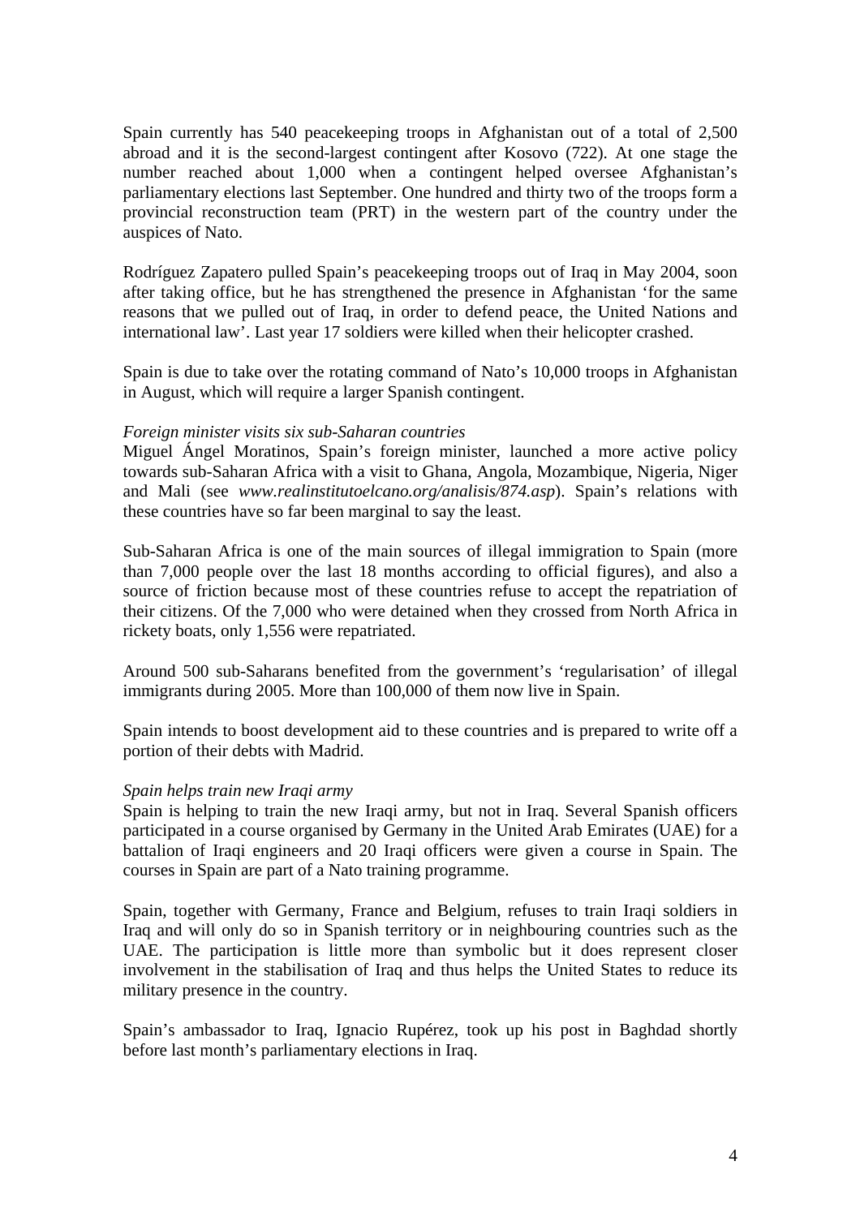Spain currently has 540 peacekeeping troops in Afghanistan out of a total of 2,500 abroad and it is the second-largest contingent after Kosovo (722). At one stage the number reached about 1,000 when a contingent helped oversee Afghanistan's parliamentary elections last September. One hundred and thirty two of the troops form a provincial reconstruction team (PRT) in the western part of the country under the auspices of Nato.

Rodríguez Zapatero pulled Spain's peacekeeping troops out of Iraq in May 2004, soon after taking office, but he has strengthened the presence in Afghanistan 'for the same reasons that we pulled out of Iraq, in order to defend peace, the United Nations and international law'. Last year 17 soldiers were killed when their helicopter crashed.

Spain is due to take over the rotating command of Nato's 10,000 troops in Afghanistan in August, which will require a larger Spanish contingent.

*Foreign minister visits six sub-Saharan countries*

Miguel Ángel Moratinos, Spain's foreign minister, launched a more active policy towards sub-Saharan Africa with a visit to Ghana, Angola, Mozambique, Nigeria, Niger and Mali (see *www.realinstitutoelcano.org/analisis/874.asp*). Spain's relations with these countries have so far been marginal to say the least.

Sub-Saharan Africa is one of the main sources of illegal immigration to Spain (more than 7,000 people over the last 18 months according to official figures), and also a source of friction because most of these countries refuse to accept the repatriation of their citizens. Of the 7,000 who were detained when they crossed from North Africa in rickety boats, only 1,556 were repatriated.

Around 500 sub-Saharans benefited from the government's 'regularisation' of illegal immigrants during 2005. More than 100,000 of them now live in Spain.

Spain intends to boost development aid to these countries and is prepared to write off a portion of their debts with Madrid.

*Spain helps train new Iraqi army*

Spain is helping to train the new Iraqi army, but not in Iraq. Several Spanish officers participated in a course organised by Germany in the United Arab Emirates (UAE) for a battalion of Iraqi engineers and 20 Iraqi officers were given a course in Spain. The courses in Spain are part of a Nato training programme.

Spain, together with Germany, France and Belgium, refuses to train Iraqi soldiers in Iraq and will only do so in Spanish territory or in neighbouring countries such as the UAE. The participation is little more than symbolic but it does represent closer involvement in the stabilisation of Iraq and thus helps the United States to reduce its military presence in the country.

Spain's ambassador to Iraq, Ignacio Rupérez, took up his post in Baghdad shortly before last month's parliamentary elections in Iraq.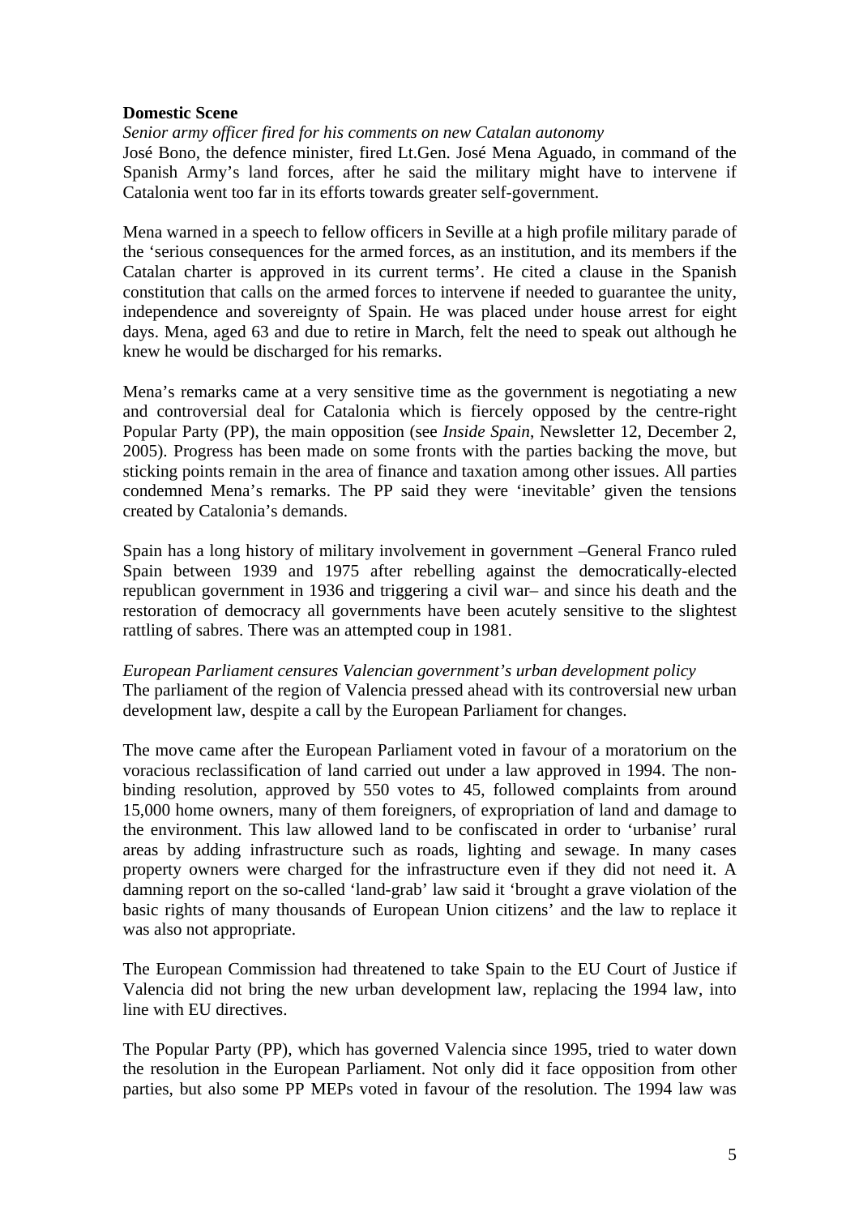## Domestic Scene

*Senior army officer fired for his comments on new Catalan autonomy*

José Bono, the defence minister, fired Lt.Gen. José Mena Aguado, in command of the Spanish Army's land forces, after he said the military might have to intervene if Catalonia went too far in its efforts towards greater self-government.

Mena warned in a speech to fellow officers in Seville at a high profile military parade of the 'serious consequences for the armed forces, as an institution, and its members if the Catalan charter is approved in its current terms'. He cited a clause in the Spanish constitution that calls on the armed forces to intervene if needed to guarantee the unity, independence and sovereignty of Spain. He was placed under house arrest for eight days. Mena, aged 63 and due to retire in March, felt the need to speak out although he knew he would be discharged for his remarks.

Mena's remarks came at a very sensitive time as the government is negotiating a new and controversial deal for Catalonia which is fiercely opposed by the centre-right Popular Party (PP), the main opposition (see *Inside Spain*, Newsletter 12, December 2, 2005). Progress has been made on some fronts with the parties backing the move, but sticking points remain in the area of finance and taxation among other issues. All parties condemned Mena's remarks. The PP said they were 'inevitable' given the tensions created by Catalonia's demands.

Spain has a long history of military involvement in government –General Franco ruled Spain between 1939 and 1975 after rebelling against the democratically-elected republican government in 1936 and triggering a civil war– and since his death and the restoration of democracy all governments have been acutely sensitive to the slightest rattling of sabres. There was an attempted coup in 1981.

*European Parliament censures Valencian government's urban development policy*

The parliament of the region of Valencia pressed ahead with its controversial new urban development law, despite a call by the European Parliament for changes.

The move came after the European Parliament voted in favour of a moratorium on the voracious reclassification of land carried out under a law approved in 1994. The non-binding resolution, approved by 550 votes to 45, followed complaints from around 15,000 home owners, many of them foreigners, of expropriation of land and damage to the environment. This law allowed land to be confiscated in order to 'urbanise' rural areas by adding infrastructure such as roads, lighting and sewage. In many cases property owners were charged for the infrastructure even if they did not need it. A damning report on the so-called 'land-grab' law said it 'brought a grave violation of the basic rights of many thousands of European Union citizens' and the law to replace it was also not appropriate.

The European Commission had threatened to take Spain to the EU Court of Justice if Valencia did not bring the new urban development law, replacing the 1994 law, into line with EU directives.

The Popular Party (PP), which has governed Valencia since 1995, tried to water down the resolution in the European Parliament. Not only did it face opposition from other parties, but also some PP MEPs voted in favour of the resolution. The 1994 law was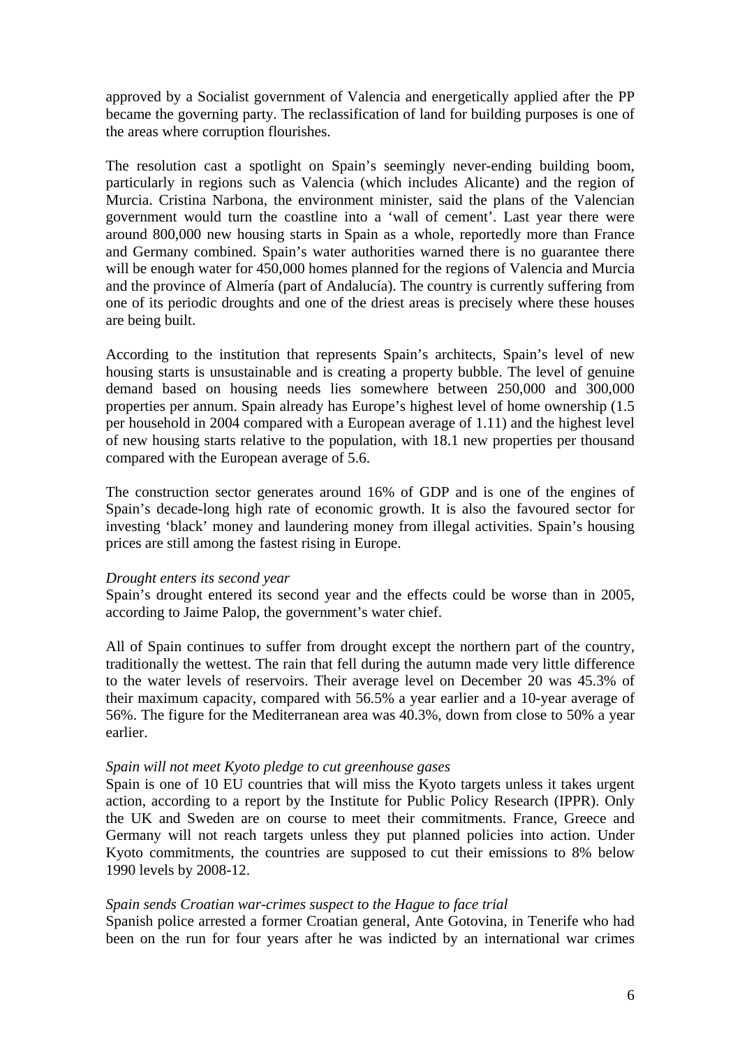approved by a Socialist government of Valencia and energetically applied after the PP became the governing party. The reclassification of land for building purposes is one of the areas where corruption flourishes.

The resolution cast a spotlight on Spain's seemingly never-ending building boom, particularly in regions such as Valencia (which includes Alicante) and the region of Murcia. Cristina Narbona, the environment minister, said the plans of the Valencian government would turn the coastline into a 'wall of cement'. Last year there were around 800,000 new housing starts in Spain as a whole, reportedly more than France and Germany combined. Spain's water authorities warned there is no guarantee there will be enough water for 450,000 homes planned for the regions of Valencia and Murcia and the province of Almería (part of Andalucía). The country is currently suffering from one of its periodic droughts and one of the driest areas is precisely where these houses are being built.

According to the institution that represents Spain's architects, Spain's level of new housing starts is unsustainable and is creating a property bubble. The level of genuine demand based on housing needs lies somewhere between 250,000 and 300,000 properties per annum. Spain already has Europe's highest level of home ownership (1.5 per household in 2004 compared with a European average of 1.11) and the highest level of new housing starts relative to the population, with 18.1 new properties per thousand compared with the European average of 5.6.

The construction sector generates around 16% of GDP and is one of the engines of Spain's decade-long high rate of economic growth. It is also the favoured sector for investing 'black' money and laundering money from illegal activities. Spain's housing prices are still among the fastest rising in Europe.

*Drought enters its second year*

Spain's drought entered its second year and the effects could be worse than in 2005, according to Jaime Palop, the government's water chief.

All of Spain continues to suffer from drought except the northern part of the country, traditionally the wettest. The rain that fell during the autumn made very little difference to the water levels of reservoirs. Their average level on December 20 was 45.3% of their maximum capacity, compared with 56.5% a year earlier and a 10-year average of 56%. The figure for the Mediterranean area was 40.3%, down from close to 50% a year earlier.

*Spain will not meet Kyoto pledge to cut greenhouse gases*

Spain is one of 10 EU countries that will miss the Kyoto targets unless it takes urgent action, according to a report by the Institute for Public Policy Research (IPPR). Only the UK and Sweden are on course to meet their commitments. France, Greece and Germany will not reach targets unless they put planned policies into action. Under Kyoto commitments, the countries are supposed to cut their emissions to 8% below 1990 levels by 2008-12.

*Spain sends Croatian war-crimes suspect to the Hague to face trial*

Spanish police arrested a former Croatian general, Ante Gotovina, in Tenerife who had been on the run for four years after he was indicted by an international war crimes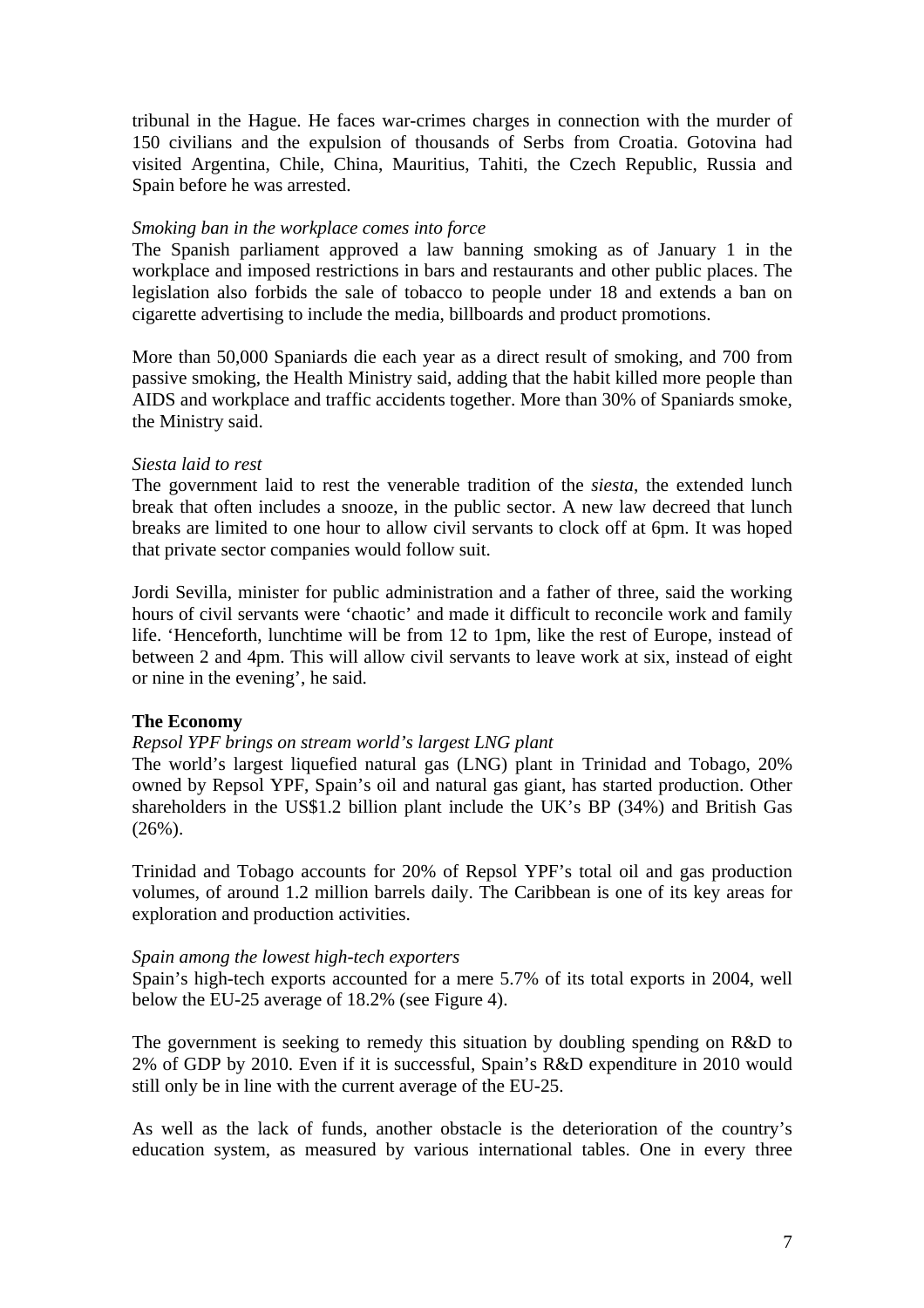tribunal in the Hague. He faces war-crimes charges in connection with the murder of 150 civilians and the expulsion of thousands of Serbs from Croatia. Gotovina had visited Argentina, Chile, China, Mauritius, Tahiti, the Czech Republic, Russia and Spain before he was arrested.

*Smoking ban in the workplace comes into force*

The Spanish parliament approved a law banning smoking as of January 1 in the workplace and imposed restrictions in bars and restaurants and other public places. The legislation also forbids the sale of tobacco to people under 18 and extends a ban on cigarette advertising to include the media, billboards and product promotions.

More than 50,000 Spaniards die each year as a direct result of smoking, and 700 from passive smoking, the Health Ministry said, adding that the habit killed more people than AIDS and workplace and traffic accidents together. More than 30% of Spaniards smoke, the Ministry said.

*Siesta laid to rest*

The government laid to rest the venerable tradition of the *siesta*, the extended lunch break that often includes a snooze, in the public sector. A new law decreed that lunch breaks are limited to one hour to allow civil servants to clock off at 6pm. It was hoped that private sector companies would follow suit.

Jordi Sevilla, minister for public administration and a father of three, said the working hours of civil servants were 'chaotic' and made it difficult to reconcile work and family life. 'Henceforth, lunchtime will be from 12 to 1pm, like the rest of Europe, instead of between 2 and 4pm. This will allow civil servants to leave work at six, instead of eight or nine in the evening', he said.

**The Economy**

*Repsol YPF brings on stream world's largest LNG plant*

The world's largest liquefied natural gas (LNG) plant in Trinidad and Tobago, 20% owned by Repsol YPF, Spain's oil and natural gas giant, has started production. Other shareholders in the US$1.2 billion plant include the UK's BP (34%) and British Gas (26%).

Trinidad and Tobago accounts for 20% of Repsol YPF's total oil and gas production volumes, of around 1.2 million barrels daily. The Caribbean is one of its key areas for exploration and production activities.

*Spain among the lowest high-tech exporters*

Spain's high-tech exports accounted for a mere 5.7% of its total exports in 2004, well below the EU-25 average of 18.2% (see Figure 4).

The government is seeking to remedy this situation by doubling spending on R&D to 2% of GDP by 2010. Even if it is successful, Spain's R&D expenditure in 2010 would still only be in line with the current average of the EU-25.

As well as the lack of funds, another obstacle is the deterioration of the country's education system, as measured by various international tables. One in every three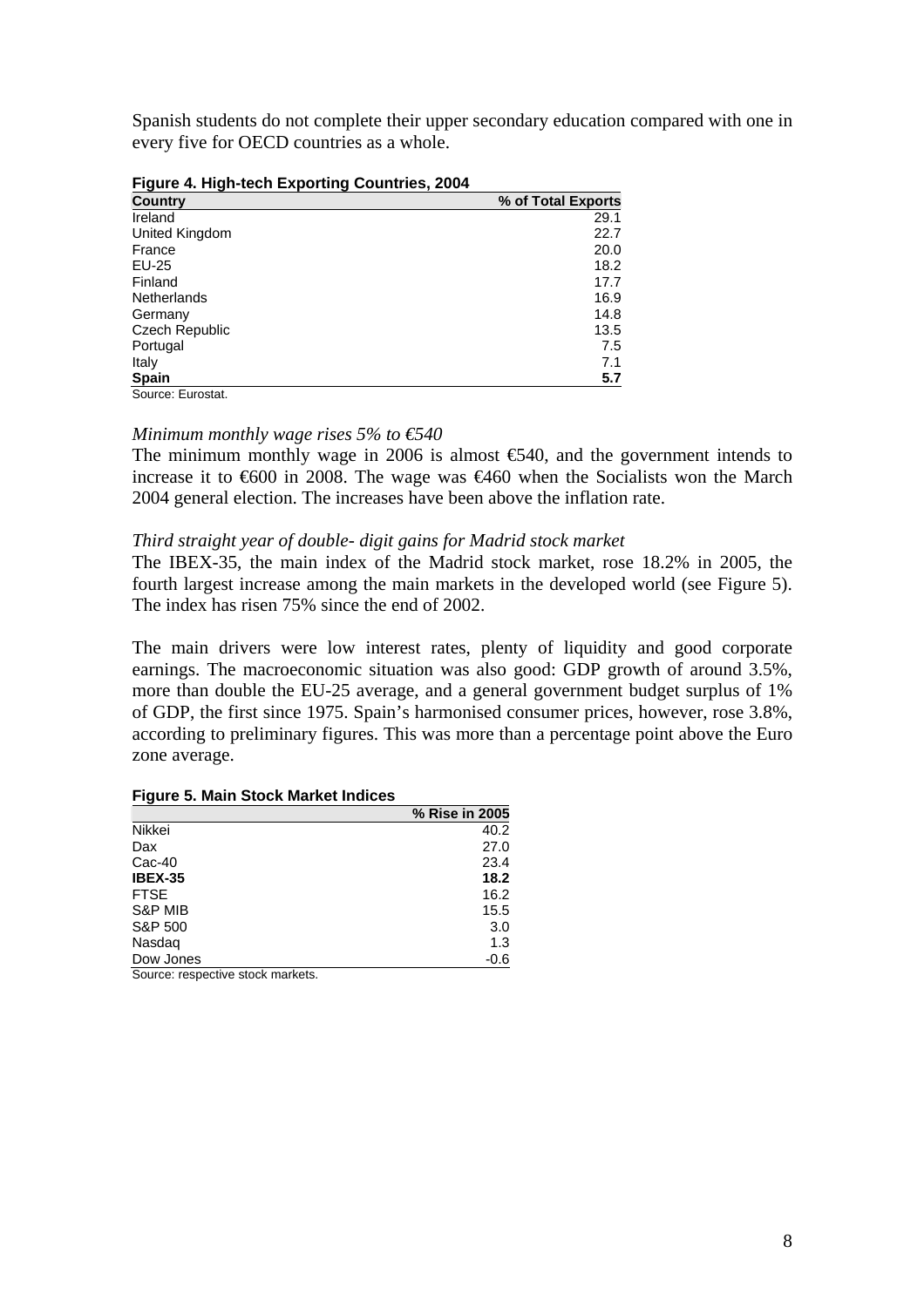Spanish students do not complete their upper secondary education compared with one in every five for OECD countries as a whole.

**Figure 4. High-tech Exporting Countries, 2004**

| Country | % of Total Exports |
|---|---|
| Ireland | 29.1 |
| United Kingdom | 22.7 |
| France | 20.0 |
| EU-25 | 18.2 |
| Finland | 17.7 |
| Netherlands | 16.9 |
| Germany | 14.8 |
| Czech Republic | 13.5 |
| Portugal | 7.5 |
| Italy | 7.1 |
| **Spain** | **5.7** |

Source: Eurostat.

*Minimum monthly wage rises 5% to €540*

The minimum monthly wage in 2006 is almost €540, and the government intends to increase it to €600 in 2008. The wage was €460 when the Socialists won the March 2004 general election. The increases have been above the inflation rate.

*Third straight year of double- digit gains for Madrid stock market*

The IBEX-35, the main index of the Madrid stock market, rose 18.2% in 2005, the fourth largest increase among the main markets in the developed world (see Figure 5). The index has risen 75% since the end of 2002.

The main drivers were low interest rates, plenty of liquidity and good corporate earnings. The macroeconomic situation was also good: GDP growth of around 3.5%, more than double the EU-25 average, and a general government budget surplus of 1% of GDP, the first since 1975. Spain's harmonised consumer prices, however, rose 3.8%, according to preliminary figures. This was more than a percentage point above the Euro zone average.

**Figure 5. Main Stock Market Indices**

| | % Rise in 2005 |
|---|---|
| Nikkei | 40.2 |
| Dax | 27.0 |
| Cac-40 | 23.4 |
| **IBEX-35** | **18.2** |
| FTSE | 16.2 |
| S&P MIB | 15.5 |
| S&P 500 | 3.0 |
| Nasdaq | 1.3 |
| Dow Jones | -0.6 |

Source: respective stock markets.